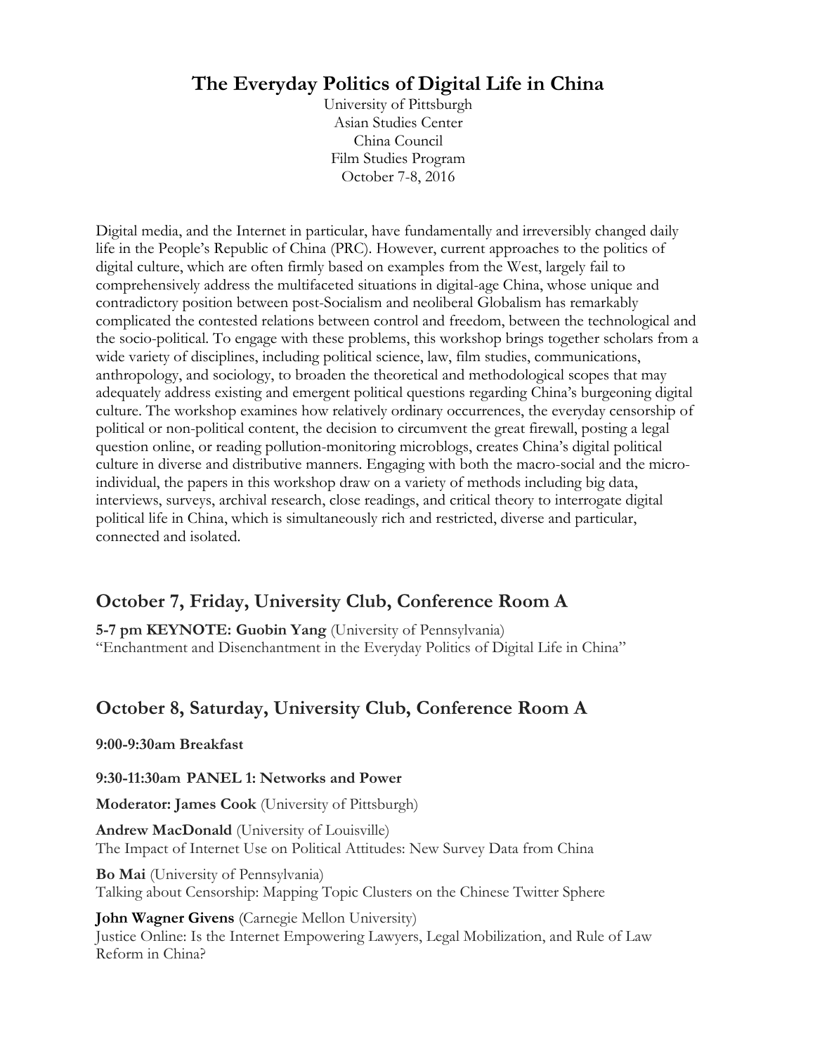# The Everyday Politics of Digital Life in China

University of Pittsburgh
Asian Studies Center
China Council
Film Studies Program
October 7-8, 2016

Digital media, and the Internet in particular, have fundamentally and irreversibly changed daily life in the People's Republic of China (PRC). However, current approaches to the politics of digital culture, which are often firmly based on examples from the West, largely fail to comprehensively address the multifaceted situations in digital-age China, whose unique and contradictory position between post-Socialism and neoliberal Globalism has remarkably complicated the contested relations between control and freedom, between the technological and the socio-political. To engage with these problems, this workshop brings together scholars from a wide variety of disciplines, including political science, law, film studies, communications, anthropology, and sociology, to broaden the theoretical and methodological scopes that may adequately address existing and emergent political questions regarding China's burgeoning digital culture. The workshop examines how relatively ordinary occurrences, the everyday censorship of political or non-political content, the decision to circumvent the great firewall, posting a legal question online, or reading pollution-monitoring microblogs, creates China's digital political culture in diverse and distributive manners. Engaging with both the macro-social and the micro-individual, the papers in this workshop draw on a variety of methods including big data, interviews, surveys, archival research, close readings, and critical theory to interrogate digital political life in China, which is simultaneously rich and restricted, diverse and particular, connected and isolated.

## October 7, Friday, University Club, Conference Room A

**5-7 pm KEYNOTE: Guobin Yang** (University of Pennsylvania)
"Enchantment and Disenchantment in the Everyday Politics of Digital Life in China"

## October 8, Saturday, University Club, Conference Room A

**9:00-9:30am Breakfast**

**9:30-11:30am PANEL 1: Networks and Power**

**Moderator: James Cook** (University of Pittsburgh)

**Andrew MacDonald** (University of Louisville)
The Impact of Internet Use on Political Attitudes: New Survey Data from China

**Bo Mai** (University of Pennsylvania)
Talking about Censorship: Mapping Topic Clusters on the Chinese Twitter Sphere

**John Wagner Givens** (Carnegie Mellon University)
Justice Online: Is the Internet Empowering Lawyers, Legal Mobilization, and Rule of Law Reform in China?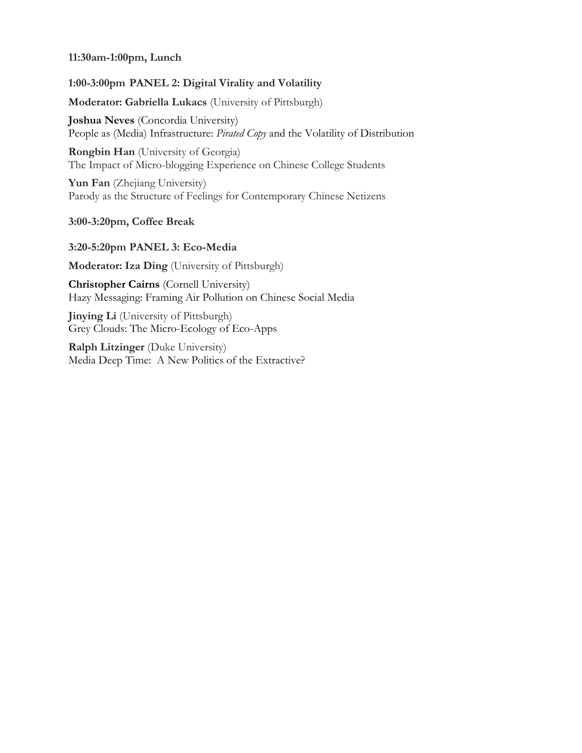**11:30am-1:00pm, Lunch**

**1:00-3:00pm PANEL 2: Digital Virality and Volatility**

**Moderator: Gabriella Lukacs** (University of Pittsburgh)

**Joshua Neves** (Concordia University)
People as (Media) Infrastructure: *Pirated Copy* and the Volatility of Distribution

**Rongbin Han** (University of Georgia)
The Impact of Micro-blogging Experience on Chinese College Students

**Yun Fan** (Zhejiang University)
Parody as the Structure of Feelings for Contemporary Chinese Netizens

**3:00-3:20pm, Coffee Break**

**3:20-5:20pm PANEL 3: Eco-Media**

**Moderator: Iza Ding** (University of Pittsburgh)

**Christopher Cairns** (Cornell University)
Hazy Messaging: Framing Air Pollution on Chinese Social Media

**Jinying Li** (University of Pittsburgh)
Grey Clouds: The Micro-Ecology of Eco-Apps

**Ralph Litzinger** (Duke University)
Media Deep Time: A New Politics of the Extractive?